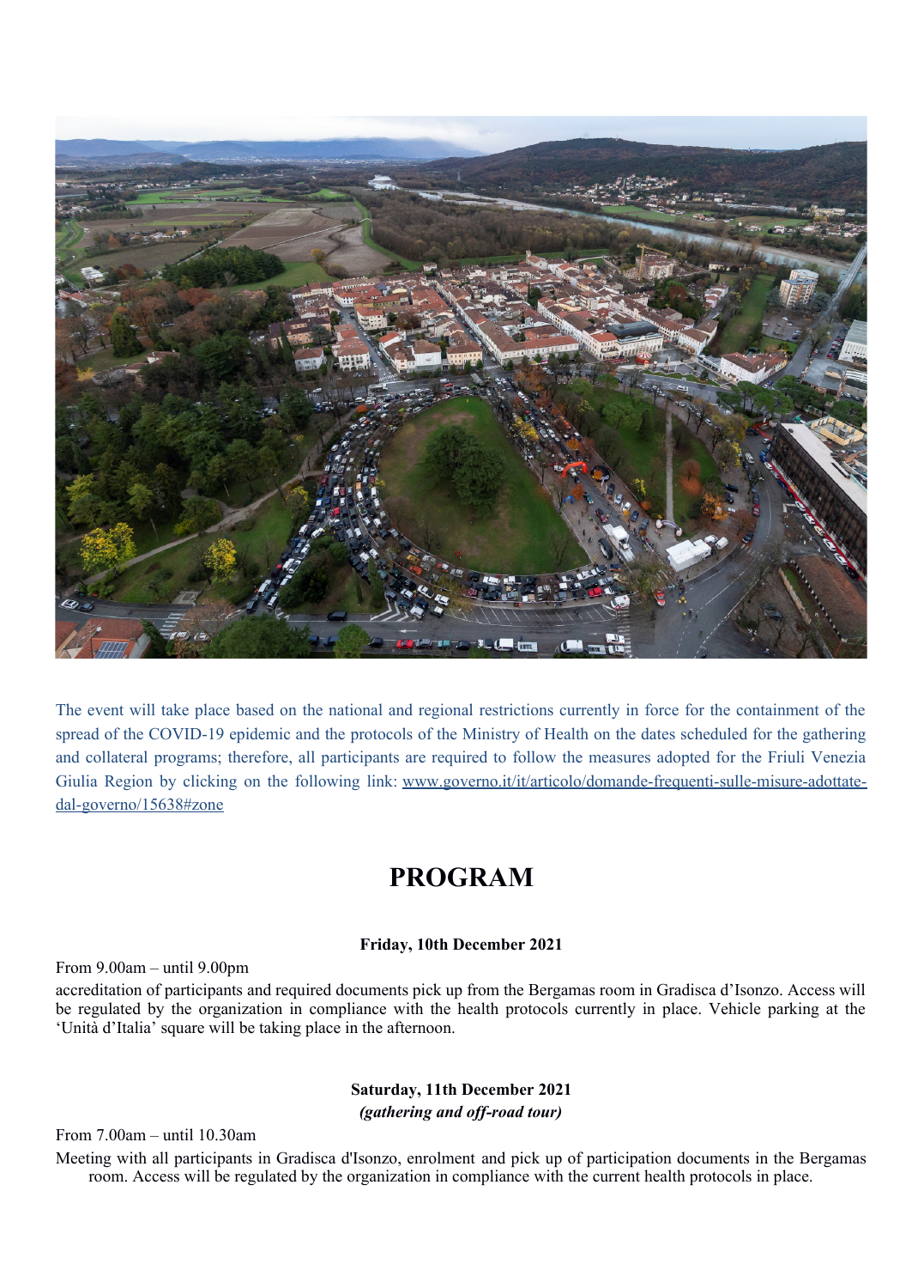The event will take place based on the national and regional restrictions currently in force for the containment of the spread of the COVID-19 epidemic and the protocols of the Ministry of Health on the dates scheduled for the gathering and collateral programs; therefore, all participants are required to follow the measures adopted for the Friuli Venezia Giulia Region by clicking on the following link: www.governo.it/it/articolo/domande-frequenti-sulle-misure-adottate-dal-governo/15638#zone

# PROGRAM

**Friday, 10th December 2021**

From 9.00am – until 9.00pm

accreditation of participants and required documents pick up from the Bergamas room in Gradisca d'Isonzo. Access will be regulated by the organization in compliance with the health protocols currently in place. Vehicle parking at the 'Unità d'Italia' square will be taking place in the afternoon.

**Saturday, 11th December 2021**
***(gathering and off-road tour)***

From 7.00am – until 10.30am

Meeting with all participants in Gradisca d'Isonzo, enrolment and pick up of participation documents in the Bergamas room. Access will be regulated by the organization in compliance with the current health protocols in place.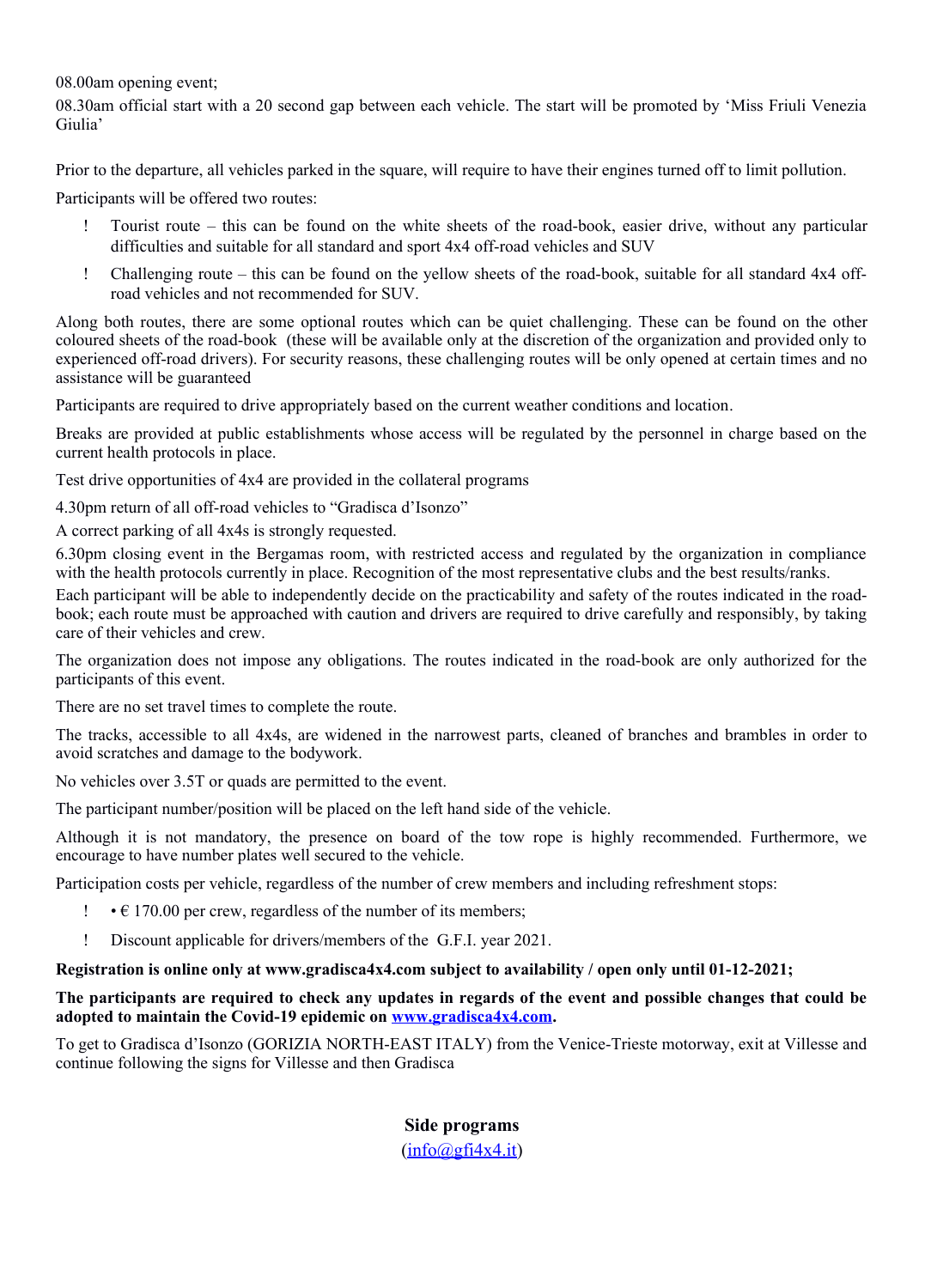08.00am opening event;

08.30am official start with a 20 second gap between each vehicle. The start will be promoted by 'Miss Friuli Venezia Giulia'

Prior to the departure, all vehicles parked in the square, will require to have their engines turned off to limit pollution.

Participants will be offered two routes:

- Tourist route – this can be found on the white sheets of the road-book, easier drive, without any particular difficulties and suitable for all standard and sport 4x4 off-road vehicles and SUV
- Challenging route – this can be found on the yellow sheets of the road-book, suitable for all standard 4x4 off-road vehicles and not recommended for SUV.

Along both routes, there are some optional routes which can be quiet challenging. These can be found on the other coloured sheets of the road-book (these will be available only at the discretion of the organization and provided only to experienced off-road drivers). For security reasons, these challenging routes will be only opened at certain times and no assistance will be guaranteed

Participants are required to drive appropriately based on the current weather conditions and location.

Breaks are provided at public establishments whose access will be regulated by the personnel in charge based on the current health protocols in place.

Test drive opportunities of 4x4 are provided in the collateral programs

4.30pm return of all off-road vehicles to "Gradisca d'Isonzo"

A correct parking of all 4x4s is strongly requested.

6.30pm closing event in the Bergamas room, with restricted access and regulated by the organization in compliance with the health protocols currently in place. Recognition of the most representative clubs and the best results/ranks.

Each participant will be able to independently decide on the practicability and safety of the routes indicated in the road-book; each route must be approached with caution and drivers are required to drive carefully and responsibly, by taking care of their vehicles and crew.

The organization does not impose any obligations. The routes indicated in the road-book are only authorized for the participants of this event.

There are no set travel times to complete the route.

The tracks, accessible to all 4x4s, are widened in the narrowest parts, cleaned of branches and brambles in order to avoid scratches and damage to the bodywork.

No vehicles over 3.5T or quads are permitted to the event.

The participant number/position will be placed on the left hand side of the vehicle.

Although it is not mandatory, the presence on board of the tow rope is highly recommended. Furthermore, we encourage to have number plates well secured to the vehicle.

Participation costs per vehicle, regardless of the number of crew members and including refreshment stops:

- • € 170.00 per crew, regardless of the number of its members;
- Discount applicable for drivers/members of the G.F.I. year 2021.

**Registration is online only at www.gradisca4x4.com subject to availability / open only until 01-12-2021;**

**The participants are required to check any updates in regards of the event and possible changes that could be adopted to maintain the Covid-19 epidemic on [www.gradisca4x4.com](http://www.gradisca4x4.com).**

To get to Gradisca d'Isonzo (GORIZIA NORTH-EAST ITALY) from the Venice-Trieste motorway, exit at Villesse and continue following the signs for Villesse and then Gradisca

**Side programs**

([info@gfi4x4.it](mailto:info@gfi4x4.it))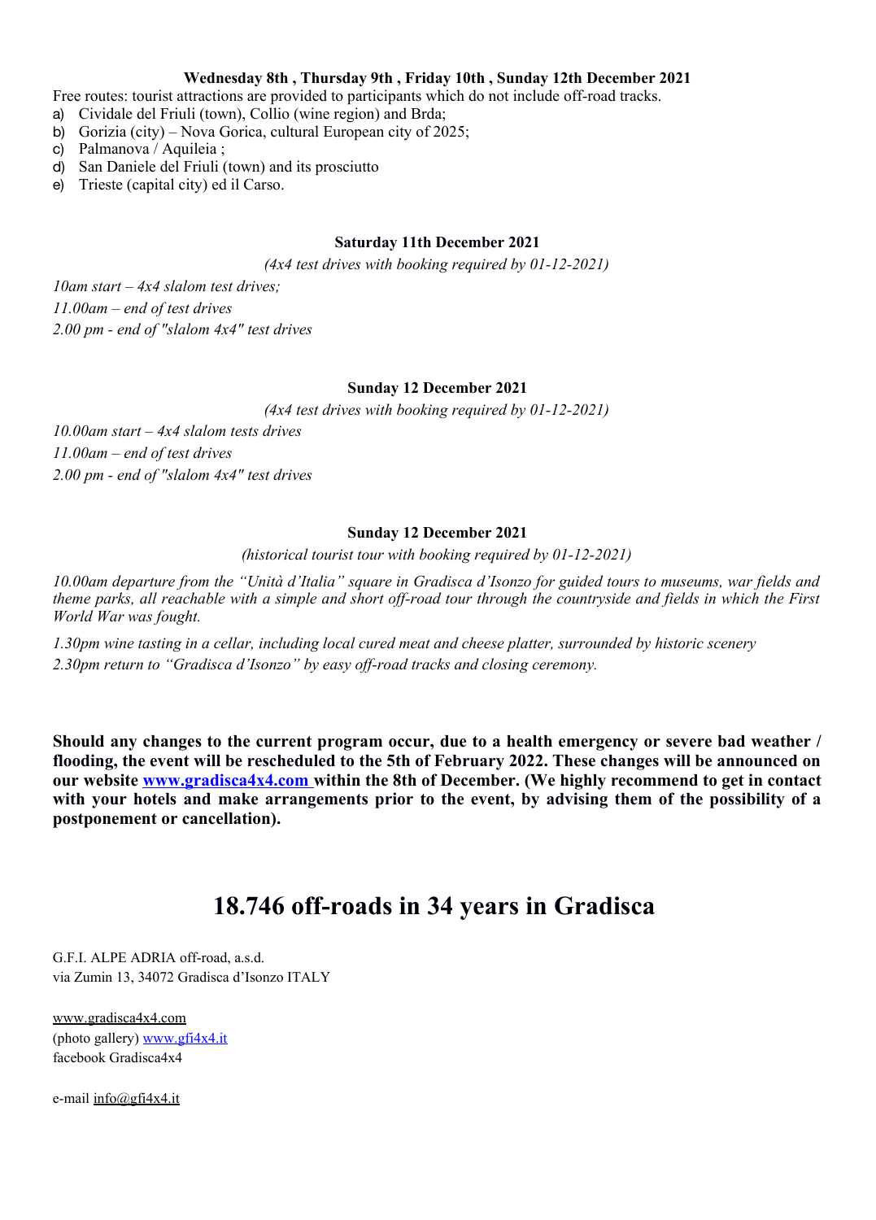**Wednesday 8th , Thursday 9th , Friday 10th , Sunday 12th December 2021**

Free routes: tourist attractions are provided to participants which do not include off-road tracks.

a) Cividale del Friuli (town), Collio (wine region) and Brda;
b) Gorizia (city) – Nova Gorica, cultural European city of 2025;
c) Palmanova / Aquileia ;
d) San Daniele del Friuli (town) and its prosciutto
e) Trieste (capital city) ed il Carso.

**Saturday 11th December 2021**

*(4x4 test drives with booking required by 01-12-2021)*

*10am start – 4x4 slalom test drives;*

*11.00am – end of test drives*

*2.00 pm - end of "slalom 4x4" test drives*

**Sunday 12 December 2021**

*(4x4 test drives with booking required by 01-12-2021)*

*10.00am start – 4x4 slalom tests drives*

*11.00am – end of test drives*

*2.00 pm - end of "slalom 4x4" test drives*

**Sunday 12 December 2021**

*(historical tourist tour with booking required by 01-12-2021)*

*10.00am departure from the "Unità d'Italia" square in Gradisca d'Isonzo for guided tours to museums, war fields and theme parks, all reachable with a simple and short off-road tour through the countryside and fields in which the First World War was fought.*

*1.30pm wine tasting in a cellar, including local cured meat and cheese platter, surrounded by historic scenery*

*2.30pm return to "Gradisca d'Isonzo" by easy off-road tracks and closing ceremony.*

**Should any changes to the current program occur, due to a health emergency or severe bad weather / flooding, the event will be rescheduled to the 5th of February 2022. These changes will be announced on our website [www.gradisca4x4.com](http://www.gradisca4x4.com) within the 8th of December. (We highly recommend to get in contact with your hotels and make arrangements prior to the event, by advising them of the possibility of a postponement or cancellation).**

# 18.746 off-roads in 34 years in Gradisca

G.F.I. ALPE ADRIA off-road, a.s.d.
via Zumin 13, 34072 Gradisca d'Isonzo ITALY

www.gradisca4x4.com
(photo gallery) [www.gfi4x4.it](http://www.gfi4x4.it)
facebook Gradisca4x4

e-mail info@gfi4x4.it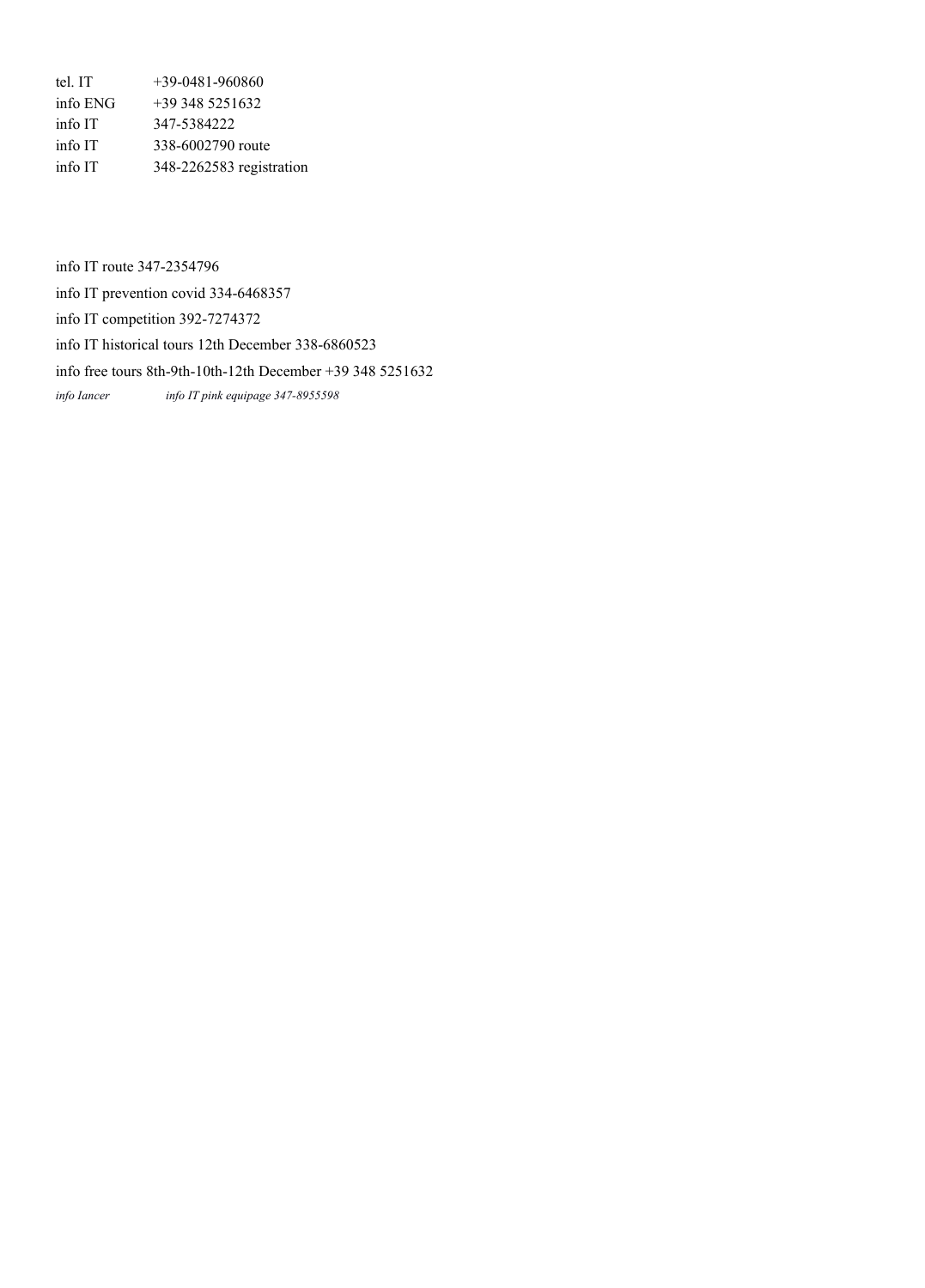| | |
|---|---|
| tel. IT | +39-0481-960860 |
| info ENG | +39 348 5251632 |
| info IT | 347-5384222 |
| info IT | 338-6002790 route |
| info IT | 348-2262583 registration |

info IT route 347-2354796

info IT prevention covid 334-6468357

info IT competition 392-7274372

info IT historical tours 12th December 338-6860523

info free tours 8th-9th-10th-12th December +39 348 5251632

*info Iancer* *info IT pink equipage 347-8955598*